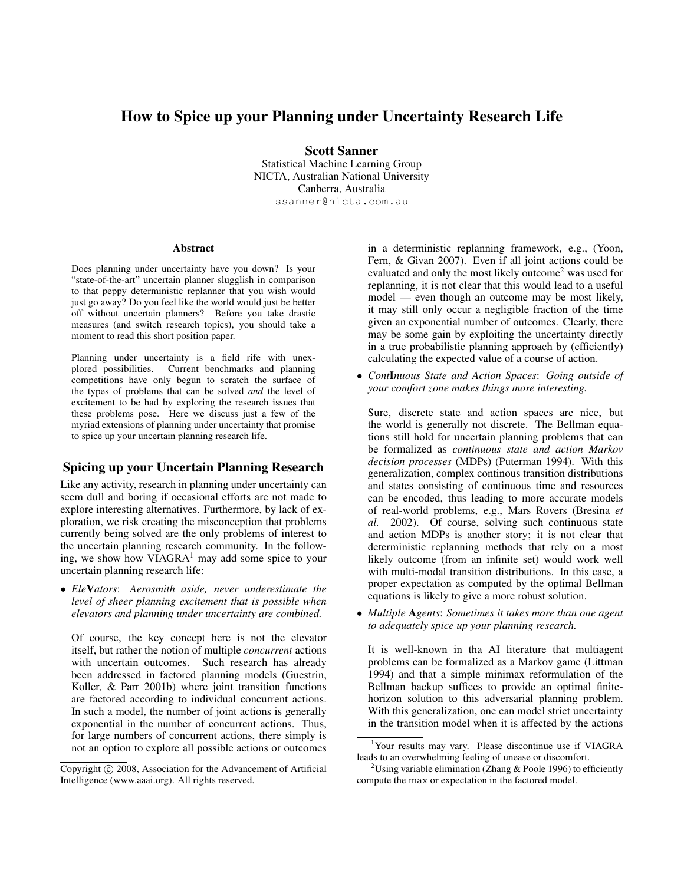# How to Spice up your Planning under Uncertainty Research Life

**Scott Sanner**
Statistical Machine Learning Group
NICTA, Australian National University
Canberra, Australia
ssanner@nicta.com.au

### Abstract

Does planning under uncertainty have you down? Is your "state-of-the-art" uncertain planner slugglish in comparison to that peppy deterministic replanner that you wish would just go away? Do you feel like the world would just be better off without uncertain planners? Before you take drastic measures (and switch research topics), you should take a moment to read this short position paper.

Planning under uncertainty is a field rife with unexplored possibilities. Current benchmarks and planning competitions have only begun to scratch the surface of the types of problems that can be solved *and* the level of excitement to be had by exploring the research issues that these problems pose. Here we discuss just a few of the myriad extensions of planning under uncertainty that promise to spice up your uncertain planning research life.

## Spicing up your Uncertain Planning Research

Like any activity, research in planning under uncertainty can seem dull and boring if occasional efforts are not made to explore interesting alternatives. Furthermore, by lack of exploration, we risk creating the misconception that problems currently being solved are the only problems of interest to the uncertain planning research community. In the following, we show how VIAGRA[1] may add some spice to your uncertain planning research life:

- *Ele***V***ators*: *Aerosmith aside, never underestimate the level of sheer planning excitement that is possible when elevators and planning under uncertainty are combined.*

  Of course, the key concept here is not the elevator itself, but rather the notion of multiple *concurrent* actions with uncertain outcomes. Such research has already been addressed in factored planning models (Guestrin, Koller, & Parr 2001b) where joint transition functions are factored according to individual concurrent actions. In such a model, the number of joint actions is generally exponential in the number of concurrent actions. Thus, for large numbers of concurrent actions, there simply is not an option to explore all possible actions or outcomes in a deterministic replanning framework, e.g., (Yoon, Fern, & Givan 2007). Even if all joint actions could be evaluated and only the most likely outcome[2] was used for replanning, it is not clear that this would lead to a useful model — even though an outcome may be most likely, it may still only occur a negligible fraction of the time given an exponential number of outcomes. Clearly, there may be some gain by exploiting the uncertainty directly in a true probabilistic planning approach by (efficiently) calculating the expected value of a course of action.

- *Cont***I***nuous State and Action Spaces*: *Going outside of your comfort zone makes things more interesting.*

  Sure, discrete state and action spaces are nice, but the world is generally not discrete. The Bellman equations still hold for uncertain planning problems that can be formalized as *continuous state and action Markov decision processes* (MDPs) (Puterman 1994). With this generalization, complex continous transition distributions and states consisting of continuous time and resources can be encoded, thus leading to more accurate models of real-world problems, e.g., Mars Rovers (Bresina *et al.* 2002). Of course, solving such continuous state and action MDPs is another story; it is not clear that deterministic replanning methods that rely on a most likely outcome (from an infinite set) would work well with multi-modal transition distributions. In this case, a proper expectation as computed by the optimal Bellman equations is likely to give a more robust solution.

- *Multiple* **A***gents*: *Sometimes it takes more than one agent to adequately spice up your planning research.*

  It is well-known in tha AI literature that multiagent problems can be formalized as a Markov game (Littman 1994) and that a simple minimax reformulation of the Bellman backup suffices to provide an optimal finite-horizon solution to this adversarial planning problem. With this generalization, one can model strict uncertainty in the transition model when it is affected by the actions

Copyright © 2008, Association for the Advancement of Artificial Intelligence (www.aaai.org). All rights reserved.

[1] Your results may vary. Please discontinue use if VIAGRA leads to an overwhelming feeling of unease or discomfort.

[2] Using variable elimination (Zhang & Poole 1996) to efficiently compute the $\max$ or expectation in the factored model.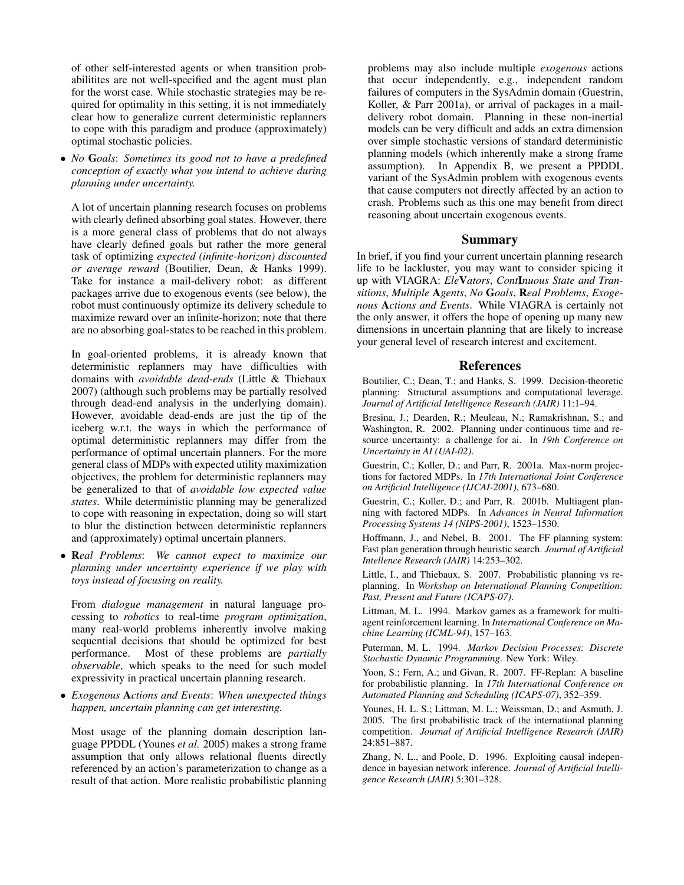of other self-interested agents or when transition probabilitites are not well-specified and the agent must plan for the worst case. While stochastic strategies may be required for optimality in this setting, it is not immediately clear how to generalize current deterministic replanners to cope with this paradigm and produce (approximately) optimal stochastic policies.

- *No* **G***oals*: *Sometimes its good not to have a predefined conception of exactly what you intend to achieve during planning under uncertainty.*

  A lot of uncertain planning research focuses on problems with clearly defined absorbing goal states. However, there is a more general class of problems that do not always have clearly defined goals but rather the more general task of optimizing *expected (infinite-horizon) discounted or average reward* (Boutilier, Dean, & Hanks 1999). Take for instance a mail-delivery robot: as different packages arrive due to exogenous events (see below), the robot must continuously optimize its delivery schedule to maximize reward over an infinite-horizon; note that there are no absorbing goal-states to be reached in this problem.

  In goal-oriented problems, it is already known that deterministic replanners may have difficulties with domains with *avoidable dead-ends* (Little & Thiebaux 2007) (although such problems may be partially resolved through dead-end analysis in the underlying domain). However, avoidable dead-ends are just the tip of the iceberg w.r.t. the ways in which the performance of optimal deterministic replanners may differ from the performance of optimal uncertain planners. For the more general class of MDPs with expected utility maximization objectives, the problem for deterministic replanners may be generalized to that of *avoidable low expected value states*. While deterministic planning may be generalized to cope with reasoning in expectation, doing so will start to blur the distinction between deterministic replanners and (approximately) optimal uncertain planners.

- **R***eal Problems*: *We cannot expect to maximize our planning under uncertainty experience if we play with toys instead of focusing on reality.*

  From *dialogue management* in natural language processing to *robotics* to real-time *program optimization*, many real-world problems inherently involve making sequential decisions that should be optimized for best performance. Most of these problems are *partially observable*, which speaks to the need for such model expressivity in practical uncertain planning research.

- *Exogenous* **A***ctions and Events*: *When unexpected things happen, uncertain planning can get interesting.*

  Most usage of the planning domain description language PPDDL (Younes *et al.* 2005) makes a strong frame assumption that only allows relational fluents directly referenced by an action's parameterization to change as a result of that action. More realistic probabilistic planning problems may also include multiple *exogenous* actions that occur independently, e.g., independent random failures of computers in the SysAdmin domain (Guestrin, Koller, & Parr 2001a), or arrival of packages in a mail-delivery robot domain. Planning in these non-inertial models can be very difficult and adds an extra dimension over simple stochastic versions of standard deterministic planning models (which inherently make a strong frame assumption). In Appendix B, we present a PPDDL variant of the SysAdmin problem with exogenous events that cause computers not directly affected by an action to crash. Problems such as this one may benefit from direct reasoning about uncertain exogenous events.

## Summary

In brief, if you find your current uncertain planning research life to be lackluster, you may want to consider spicing it up with VIAGRA: *Ele***V***ators*, *Cont***I***nuous State and Transitions*, *Multiple* **A***gents*, *No* **G***oals*, **R***eal Problems*, *Exogenous* **A***ctions and Events*. While VIAGRA is certainly not the only answer, it offers the hope of opening up many new dimensions in uncertain planning that are likely to increase your general level of research interest and excitement.

## References

Boutilier, C.; Dean, T.; and Hanks, S. 1999. Decision-theoretic planning: Structural assumptions and computational leverage. *Journal of Artificial Intelligence Research (JAIR)* 11:1–94.

Bresina, J.; Dearden, R.; Meuleau, N.; Ramakrishnan, S.; and Washington, R. 2002. Planning under continuous time and resource uncertainty: a challenge for ai. In *19th Conference on Uncertainty in AI (UAI-02)*.

Guestrin, C.; Koller, D.; and Parr, R. 2001a. Max-norm projections for factored MDPs. In *17th International Joint Conference on Artificial Intelligence (IJCAI-2001)*, 673–680.

Guestrin, C.; Koller, D.; and Parr, R. 2001b. Multiagent planning with factored MDPs. In *Advances in Neural Information Processing Systems 14 (NIPS-2001)*, 1523–1530.

Hoffmann, J., and Nebel, B. 2001. The FF planning system: Fast plan generation through heuristic search. *Journal of Artificial Intellence Research (JAIR)* 14:253–302.

Little, I., and Thiebaux, S. 2007. Probabilistic planning vs replanning. In *Workshop on International Planning Competition: Past, Present and Future (ICAPS-07)*.

Littman, M. L. 1994. Markov games as a framework for multi-agent reinforcement learning. In *International Conference on Machine Learning (ICML-94)*, 157–163.

Puterman, M. L. 1994. *Markov Decision Processes: Discrete Stochastic Dynamic Programming*. New York: Wiley.

Yoon, S.; Fern, A.; and Givan, R. 2007. FF-Replan: A baseline for probabilistic planning. In *17th International Conference on Automated Planning and Scheduling (ICAPS-07)*, 352–359.

Younes, H. L. S.; Littman, M. L.; Weissman, D.; and Asmuth, J. 2005. The first probabilistic track of the international planning competition. *Journal of Artificial Intelligence Research (JAIR)* 24:851–887.

Zhang, N. L., and Poole, D. 1996. Exploiting causal independence in bayesian network inference. *Journal of Artificial Intelligence Research (JAIR)* 5:301–328.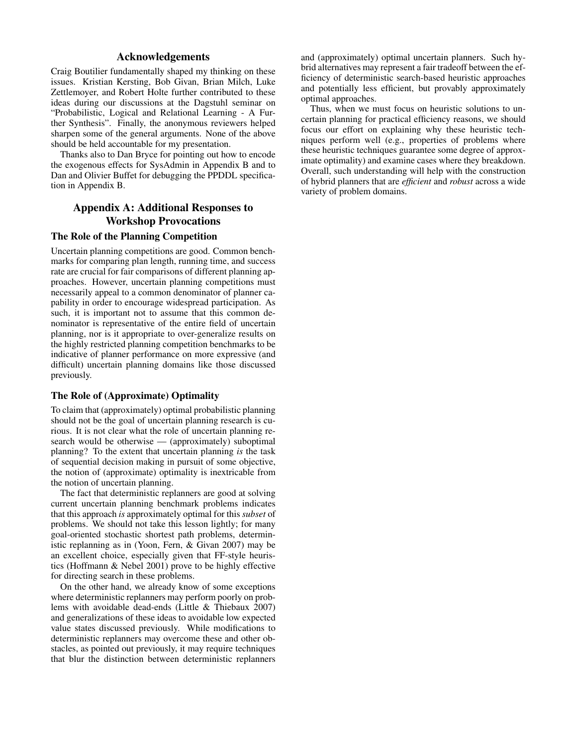## Acknowledgements

Craig Boutilier fundamentally shaped my thinking on these issues. Kristian Kersting, Bob Givan, Brian Milch, Luke Zettlemoyer, and Robert Holte further contributed to these ideas during our discussions at the Dagstuhl seminar on "Probabilistic, Logical and Relational Learning - A Further Synthesis". Finally, the anonymous reviewers helped sharpen some of the general arguments. None of the above should be held accountable for my presentation.

Thanks also to Dan Bryce for pointing out how to encode the exogenous effects for SysAdmin in Appendix B and to Dan and Olivier Buffet for debugging the PPDDL specification in Appendix B.

## Appendix A: Additional Responses to Workshop Provocations

### The Role of the Planning Competition

Uncertain planning competitions are good. Common benchmarks for comparing plan length, running time, and success rate are crucial for fair comparisons of different planning approaches. However, uncertain planning competitions must necessarily appeal to a common denominator of planner capability in order to encourage widespread participation. As such, it is important not to assume that this common denominator is representative of the entire field of uncertain planning, nor is it appropriate to over-generalize results on the highly restricted planning competition benchmarks to be indicative of planner performance on more expressive (and difficult) uncertain planning domains like those discussed previously.

### The Role of (Approximate) Optimality

To claim that (approximately) optimal probabilistic planning should not be the goal of uncertain planning research is curious. It is not clear what the role of uncertain planning research would be otherwise — (approximately) suboptimal planning? To the extent that uncertain planning *is* the task of sequential decision making in pursuit of some objective, the notion of (approximate) optimality is inextricable from the notion of uncertain planning.

The fact that deterministic replanners are good at solving current uncertain planning benchmark problems indicates that this approach *is* approximately optimal for this *subset* of problems. We should not take this lesson lightly; for many goal-oriented stochastic shortest path problems, deterministic replanning as in (Yoon, Fern, & Givan 2007) may be an excellent choice, especially given that FF-style heuristics (Hoffmann & Nebel 2001) prove to be highly effective for directing search in these problems.

On the other hand, we already know of some exceptions where deterministic replanners may perform poorly on problems with avoidable dead-ends (Little & Thiebaux 2007) and generalizations of these ideas to avoidable low expected value states discussed previously. While modifications to deterministic replanners may overcome these and other obstacles, as pointed out previously, it may require techniques that blur the distinction between deterministic replanners and (approximately) optimal uncertain planners. Such hybrid alternatives may represent a fair tradeoff between the efficiency of deterministic search-based heuristic approaches and potentially less efficient, but provably approximately optimal approaches.

Thus, when we must focus on heuristic solutions to uncertain planning for practical efficiency reasons, we should focus our effort on explaining why these heuristic techniques perform well (e.g., properties of problems where these heuristic techniques guarantee some degree of approximate optimality) and examine cases where they breakdown. Overall, such understanding will help with the construction of hybrid planners that are *efficient* and *robust* across a wide variety of problem domains.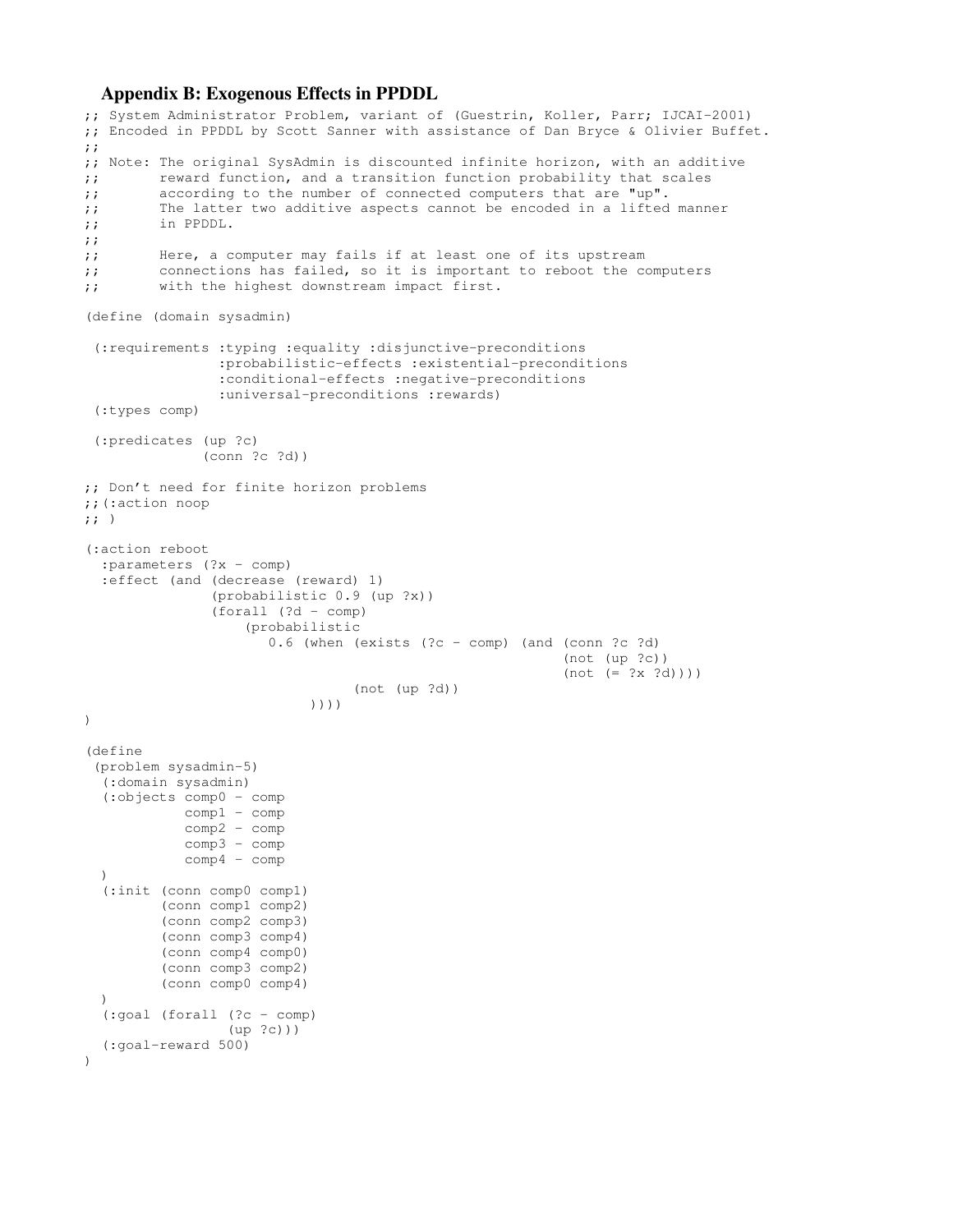### Appendix B: Exogenous Effects in PPDDL

```
;; System Administrator Problem, variant of (Guestrin, Koller, Parr; IJCAI-2001)
;; Encoded in PPDDL by Scott Sanner with assistance of Dan Bryce & Olivier Buffet.
;;
;; Note: The original SysAdmin is discounted infinite horizon, with an additive
;;       reward function, and a transition function probability that scales
;;       according to the number of connected computers that are "up".
;;       The latter two additive aspects cannot be encoded in a lifted manner
;;       in PPDDL.
;;
;;       Here, a computer may fails if at least one of its upstream
;;       connections has failed, so it is important to reboot the computers
;;       with the highest downstream impact first.

(define (domain sysadmin)

 (:requirements :typing :equality :disjunctive-preconditions
                :probabilistic-effects :existential-preconditions
                :conditional-effects :negative-preconditions
                :universal-preconditions :rewards)
 (:types comp)

 (:predicates (up ?c)
              (conn ?c ?d))

;; Don't need for finite horizon problems
;;(:action noop
;; )

(:action reboot
  :parameters (?x - comp)
  :effect (and (decrease (reward) 1)
               (probabilistic 0.9 (up ?x))
               (forall (?d - comp)
                   (probabilistic
                      0.6 (when (exists (?c - comp) (and (conn ?c ?d)
                                                         (not (up ?c))
                                                         (not (= ?x ?d))))
                                (not (up ?d))
                          ))))
)

(define
 (problem sysadmin-5)
  (:domain sysadmin)
  (:objects comp0 - comp
            comp1 - comp
            comp2 - comp
            comp3 - comp
            comp4 - comp
  )
  (:init (conn comp0 comp1)
         (conn comp1 comp2)
         (conn comp2 comp3)
         (conn comp3 comp4)
         (conn comp4 comp0)
         (conn comp3 comp2)
         (conn comp0 comp4)
  )
  (:goal (forall (?c - comp)
                 (up ?c)))
  (:goal-reward 500)
)
```